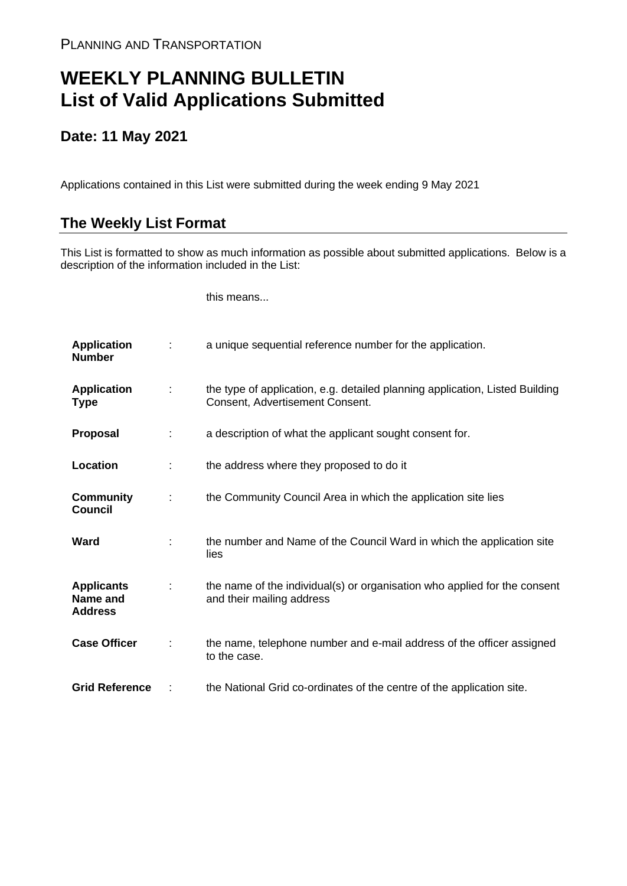PLANNING AND TRANSPORTATION

# WEEKLY PLANNING BULLETIN
# List of Valid Applications Submitted

## Date: 11 May 2021

Applications contained in this List were submitted during the week ending 9 May 2021

## The Weekly List Format

This List is formatted to show as much information as possible about submitted applications. Below is a description of the information included in the List:

| | | this means... |
|---|---|---|
| **Application Number** | : | a unique sequential reference number for the application. |
| **Application Type** | : | the type of application, e.g. detailed planning application, Listed Building Consent, Advertisement Consent. |
| **Proposal** | : | a description of what the applicant sought consent for. |
| **Location** | : | the address where they proposed to do it |
| **Community Council** | : | the Community Council Area in which the application site lies |
| **Ward** | : | the number and Name of the Council Ward in which the application site lies |
| **Applicants Name and Address** | : | the name of the individual(s) or organisation who applied for the consent and their mailing address |
| **Case Officer** | : | the name, telephone number and e-mail address of the officer assigned to the case. |
| **Grid Reference** | : | the National Grid co-ordinates of the centre of the application site. |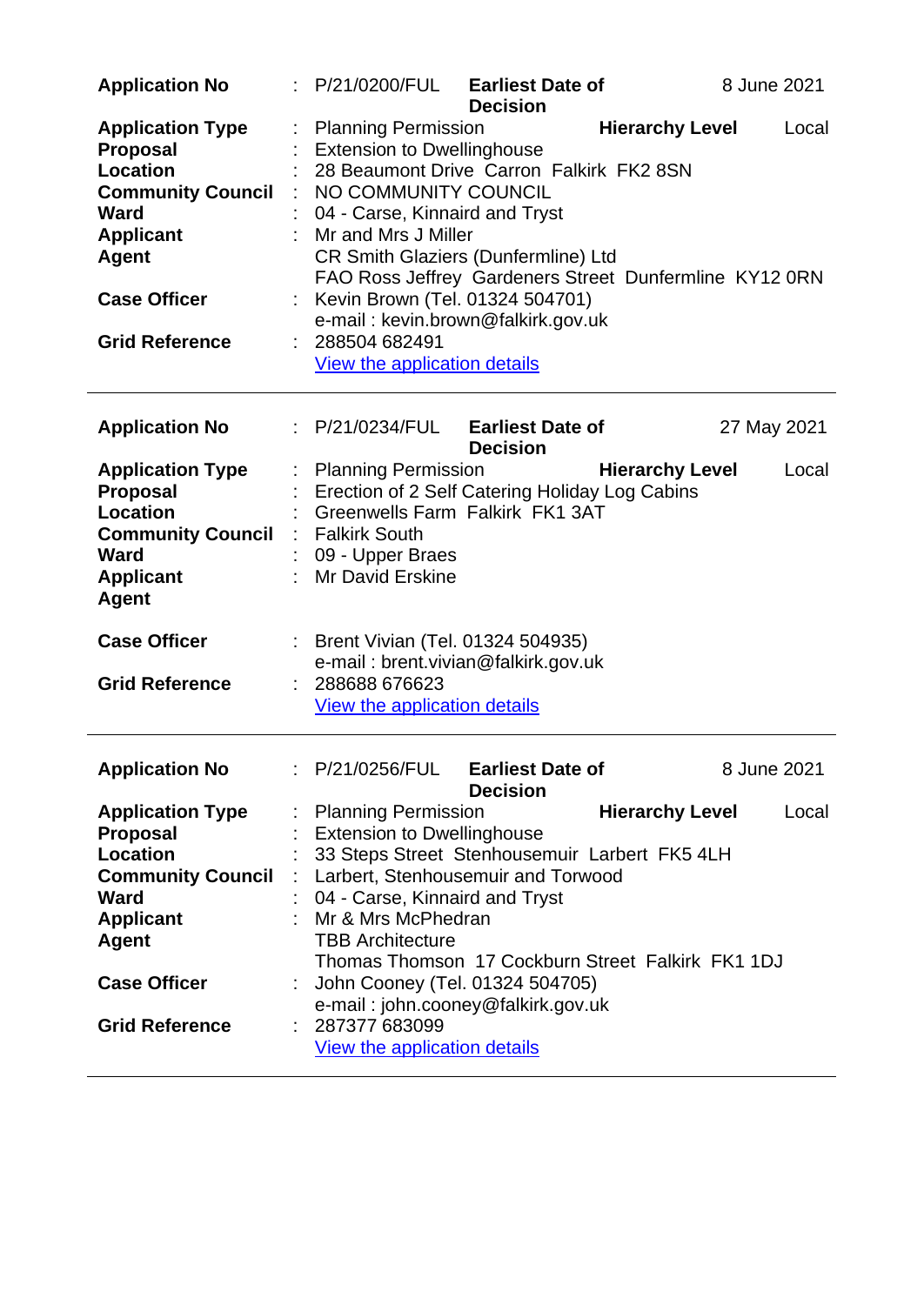| | | | | |
|---|---|---|---|---|
| **Application No** | : P/21/0200/FUL | **Earliest Date of Decision** | | 8 June 2021 |
| **Application Type** | : Planning Permission | | **Hierarchy Level** | Local |
| **Proposal** | : Extension to Dwellinghouse | | | |
| **Location** | : 28 Beaumont Drive Carron Falkirk FK2 8SN | | | |
| **Community Council** | : NO COMMUNITY COUNCIL | | | |
| **Ward** | : 04 - Carse, Kinnaird and Tryst | | | |
| **Applicant** | : Mr and Mrs J Miller | | | |
| **Agent** | CR Smith Glaziers (Dunfermline) Ltd<br>FAO Ross Jeffrey Gardeners Street Dunfermline KY12 0RN | | | |
| **Case Officer** | : Kevin Brown (Tel. 01324 504701)<br>e-mail : kevin.brown@falkirk.gov.uk | | | |
| **Grid Reference** | : 288504 682491<br>View the application details | | | |

---

| | | | | |
|---|---|---|---|---|
| **Application No** | : P/21/0234/FUL | **Earliest Date of Decision** | | 27 May 2021 |
| **Application Type** | : Planning Permission | | **Hierarchy Level** | Local |
| **Proposal** | : Erection of 2 Self Catering Holiday Log Cabins | | | |
| **Location** | : Greenwells Farm Falkirk FK1 3AT | | | |
| **Community Council** | : Falkirk South | | | |
| **Ward** | : 09 - Upper Braes | | | |
| **Applicant** | : Mr David Erskine | | | |
| **Agent** | | | | |
| **Case Officer** | : Brent Vivian (Tel. 01324 504935)<br>e-mail : brent.vivian@falkirk.gov.uk | | | |
| **Grid Reference** | : 288688 676623<br>View the application details | | | |

---

| | | | | |
|---|---|---|---|---|
| **Application No** | : P/21/0256/FUL | **Earliest Date of Decision** | | 8 June 2021 |
| **Application Type** | : Planning Permission | | **Hierarchy Level** | Local |
| **Proposal** | : Extension to Dwellinghouse | | | |
| **Location** | : 33 Steps Street Stenhousemuir Larbert FK5 4LH | | | |
| **Community Council** | : Larbert, Stenhousemuir and Torwood | | | |
| **Ward** | : 04 - Carse, Kinnaird and Tryst | | | |
| **Applicant** | : Mr & Mrs McPhedran | | | |
| **Agent** | TBB Architecture<br>Thomas Thomson 17 Cockburn Street Falkirk FK1 1DJ | | | |
| **Case Officer** | : John Cooney (Tel. 01324 504705)<br>e-mail : john.cooney@falkirk.gov.uk | | | |
| **Grid Reference** | : 287377 683099<br>View the application details | | | |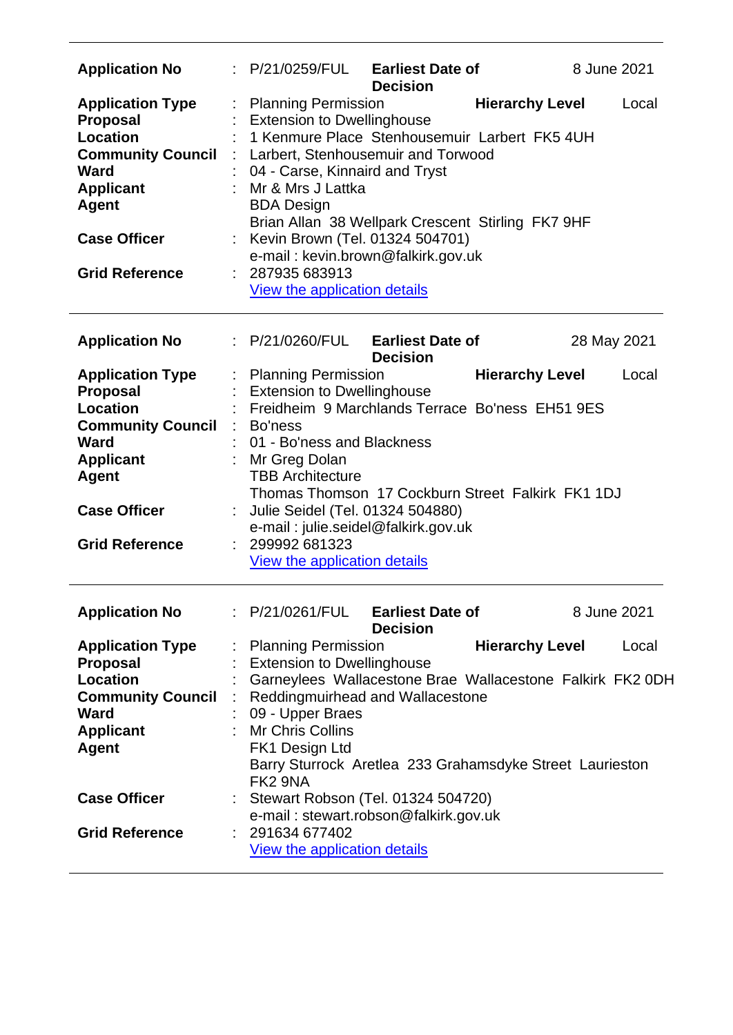| | | | | |
|---|---|---|---|---|
| **Application No** | : P/21/0259/FUL | **Earliest Date of Decision** | | 8 June 2021 |
| **Application Type** | : Planning Permission | | **Hierarchy Level** | Local |
| **Proposal** | : Extension to Dwellinghouse | | | |
| **Location** | : 1 Kenmure Place Stenhousemuir Larbert FK5 4UH | | | |
| **Community Council** | : Larbert, Stenhousemuir and Torwood | | | |
| **Ward** | : 04 - Carse, Kinnaird and Tryst | | | |
| **Applicant** | : Mr & Mrs J Lattka | | | |
| **Agent** | BDA Design<br>Brian Allan 38 Wellpark Crescent Stirling FK7 9HF | | | |
| **Case Officer** | : Kevin Brown (Tel. 01324 504701)<br>e-mail : kevin.brown@falkirk.gov.uk | | | |
| **Grid Reference** | : 287935 683913<br>View the application details | | | |

| | | | | |
|---|---|---|---|---|
| **Application No** | : P/21/0260/FUL | **Earliest Date of Decision** | | 28 May 2021 |
| **Application Type** | : Planning Permission | | **Hierarchy Level** | Local |
| **Proposal** | : Extension to Dwellinghouse | | | |
| **Location** | : Freidheim 9 Marchlands Terrace Bo'ness EH51 9ES | | | |
| **Community Council** | : Bo'ness | | | |
| **Ward** | : 01 - Bo'ness and Blackness | | | |
| **Applicant** | : Mr Greg Dolan | | | |
| **Agent** | TBB Architecture<br>Thomas Thomson 17 Cockburn Street Falkirk FK1 1DJ | | | |
| **Case Officer** | : Julie Seidel (Tel. 01324 504880)<br>e-mail : julie.seidel@falkirk.gov.uk | | | |
| **Grid Reference** | : 299992 681323<br>View the application details | | | |

| | | | | |
|---|---|---|---|---|
| **Application No** | : P/21/0261/FUL | **Earliest Date of Decision** | | 8 June 2021 |
| **Application Type** | : Planning Permission | | **Hierarchy Level** | Local |
| **Proposal** | : Extension to Dwellinghouse | | | |
| **Location** | : Garneylees Wallacestone Brae Wallacestone Falkirk FK2 0DH | | | |
| **Community Council** | : Reddingmuirhead and Wallacestone | | | |
| **Ward** | : 09 - Upper Braes | | | |
| **Applicant** | : Mr Chris Collins | | | |
| **Agent** | FK1 Design Ltd<br>Barry Sturrock Aretlea 233 Grahamsdyke Street Laurieston FK2 9NA | | | |
| **Case Officer** | : Stewart Robson (Tel. 01324 504720)<br>e-mail : stewart.robson@falkirk.gov.uk | | | |
| **Grid Reference** | : 291634 677402<br>View the application details | | | |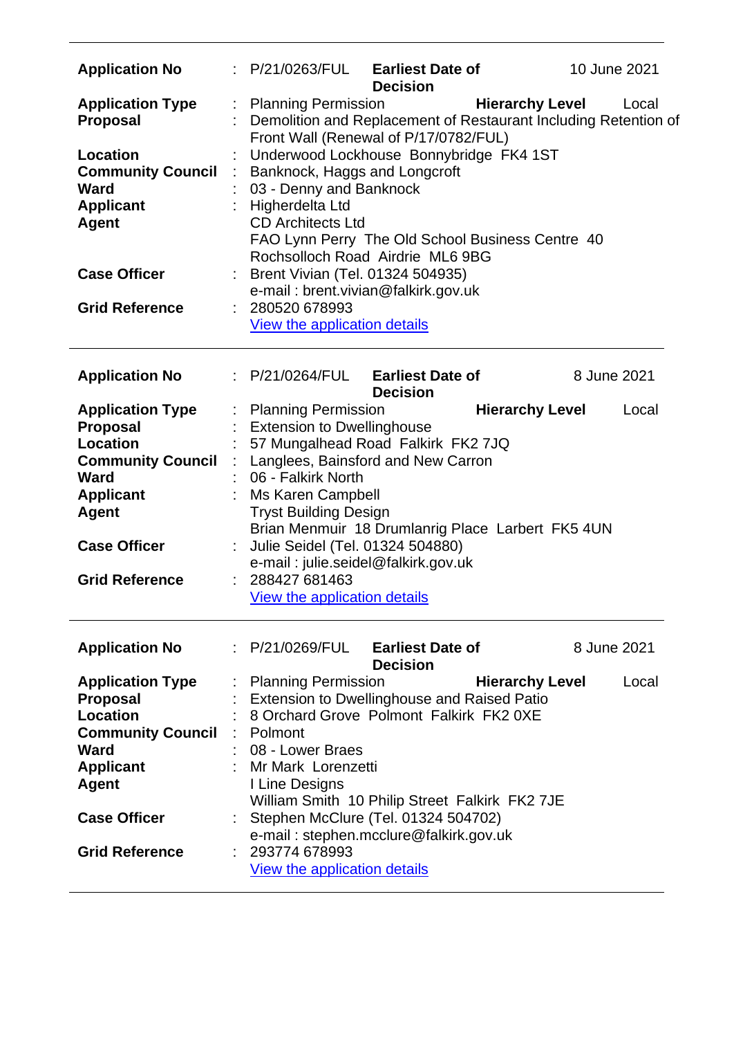| | | | | |
|---|---|---|---|---|
| **Application No** | : P/21/0263/FUL | **Earliest Date of Decision** | | 10 June 2021 |
| **Application Type** | : Planning Permission | | **Hierarchy Level** | Local |
| **Proposal** | : Demolition and Replacement of Restaurant Including Retention of Front Wall (Renewal of P/17/0782/FUL) | | | |
| **Location** | : Underwood Lockhouse Bonnybridge FK4 1ST | | | |
| **Community Council** | : Banknock, Haggs and Longcroft | | | |
| **Ward** | : 03 - Denny and Banknock | | | |
| **Applicant** | : Higherdelta Ltd | | | |
| **Agent** | CD Architects Ltd<br>FAO Lynn Perry The Old School Business Centre 40 Rochsolloch Road Airdrie ML6 9BG | | | |
| **Case Officer** | : Brent Vivian (Tel. 01324 504935)<br>e-mail : brent.vivian@falkirk.gov.uk | | | |
| **Grid Reference** | : 280520 678993<br>View the application details | | | |

| | | | | |
|---|---|---|---|---|
| **Application No** | : P/21/0264/FUL | **Earliest Date of Decision** | | 8 June 2021 |
| **Application Type** | : Planning Permission | | **Hierarchy Level** | Local |
| **Proposal** | : Extension to Dwellinghouse | | | |
| **Location** | : 57 Mungalhead Road Falkirk FK2 7JQ | | | |
| **Community Council** | : Langlees, Bainsford and New Carron | | | |
| **Ward** | : 06 - Falkirk North | | | |
| **Applicant** | : Ms Karen Campbell | | | |
| **Agent** | Tryst Building Design<br>Brian Menmuir 18 Drumlanrig Place Larbert FK5 4UN | | | |
| **Case Officer** | : Julie Seidel (Tel. 01324 504880)<br>e-mail : julie.seidel@falkirk.gov.uk | | | |
| **Grid Reference** | : 288427 681463<br>View the application details | | | |

| | | | | |
|---|---|---|---|---|
| **Application No** | : P/21/0269/FUL | **Earliest Date of Decision** | | 8 June 2021 |
| **Application Type** | : Planning Permission | | **Hierarchy Level** | Local |
| **Proposal** | : Extension to Dwellinghouse and Raised Patio | | | |
| **Location** | : 8 Orchard Grove Polmont Falkirk FK2 0XE | | | |
| **Community Council** | : Polmont | | | |
| **Ward** | : 08 - Lower Braes | | | |
| **Applicant** | : Mr Mark Lorenzetti | | | |
| **Agent** | I Line Designs<br>William Smith 10 Philip Street Falkirk FK2 7JE | | | |
| **Case Officer** | : Stephen McClure (Tel. 01324 504702)<br>e-mail : stephen.mcclure@falkirk.gov.uk | | | |
| **Grid Reference** | : 293774 678993<br>View the application details | | | |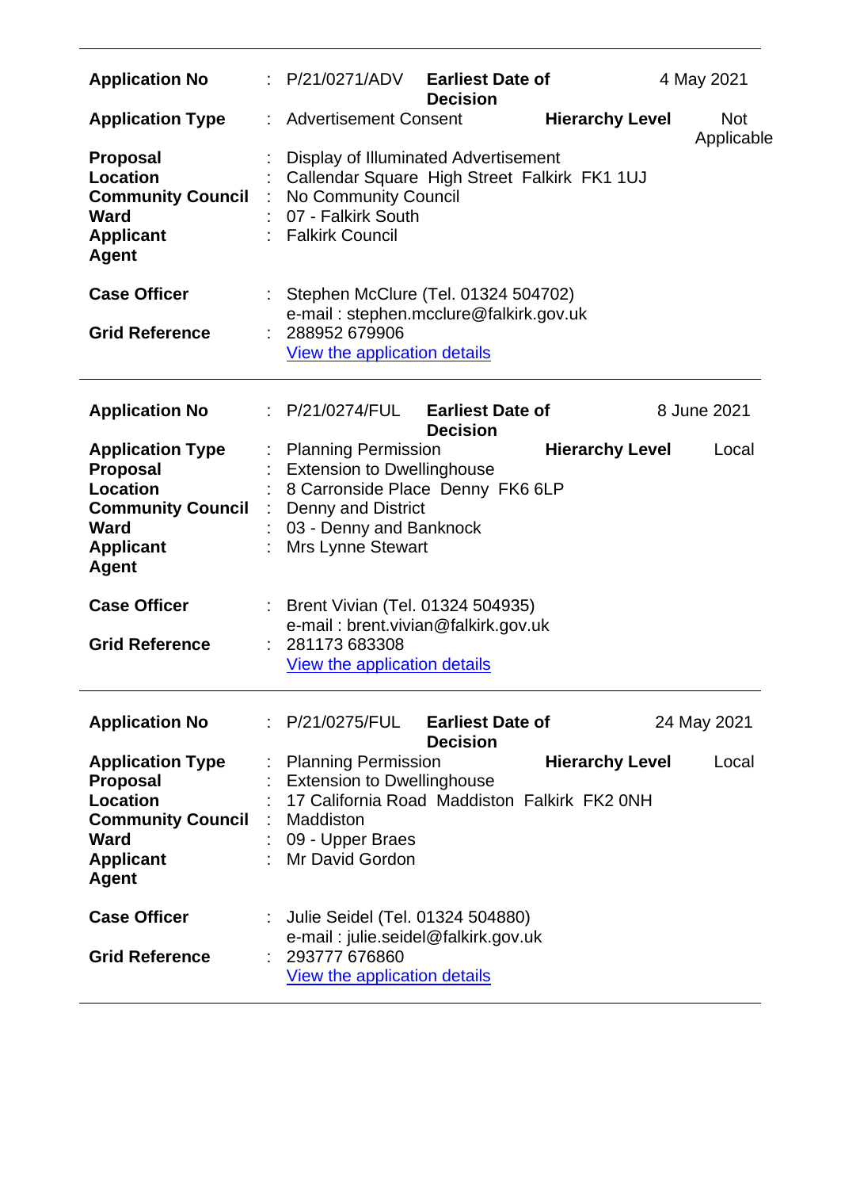| | | | | |
|---|---|---|---|---|
| **Application No** | : P/21/0271/ADV | **Earliest Date of Decision** | | 4 May 2021 |
| **Application Type** | : Advertisement Consent | | **Hierarchy Level** | Not Applicable |
| **Proposal** | : Display of Illuminated Advertisement | | | |
| **Location** | : Callendar Square High Street Falkirk FK1 1UJ | | | |
| **Community Council** | : No Community Council | | | |
| **Ward** | : 07 - Falkirk South | | | |
| **Applicant** | : Falkirk Council | | | |
| **Agent** | | | | |
| **Case Officer** | : Stephen McClure (Tel. 01324 504702) e-mail : stephen.mcclure@falkirk.gov.uk | | | |
| **Grid Reference** | : 288952 679906 View the application details | | | |

---

| | | | | |
|---|---|---|---|---|
| **Application No** | : P/21/0274/FUL | **Earliest Date of Decision** | | 8 June 2021 |
| **Application Type** | : Planning Permission | | **Hierarchy Level** | Local |
| **Proposal** | : Extension to Dwellinghouse | | | |
| **Location** | : 8 Carronside Place Denny FK6 6LP | | | |
| **Community Council** | : Denny and District | | | |
| **Ward** | : 03 - Denny and Banknock | | | |
| **Applicant** | : Mrs Lynne Stewart | | | |
| **Agent** | | | | |
| **Case Officer** | : Brent Vivian (Tel. 01324 504935) e-mail : brent.vivian@falkirk.gov.uk | | | |
| **Grid Reference** | : 281173 683308 View the application details | | | |

---

| | | | | |
|---|---|---|---|---|
| **Application No** | : P/21/0275/FUL | **Earliest Date of Decision** | | 24 May 2021 |
| **Application Type** | : Planning Permission | | **Hierarchy Level** | Local |
| **Proposal** | : Extension to Dwellinghouse | | | |
| **Location** | : 17 California Road Maddiston Falkirk FK2 0NH | | | |
| **Community Council** | : Maddiston | | | |
| **Ward** | : 09 - Upper Braes | | | |
| **Applicant** | : Mr David Gordon | | | |
| **Agent** | | | | |
| **Case Officer** | : Julie Seidel (Tel. 01324 504880) e-mail : julie.seidel@falkirk.gov.uk | | | |
| **Grid Reference** | : 293777 676860 View the application details | | | |